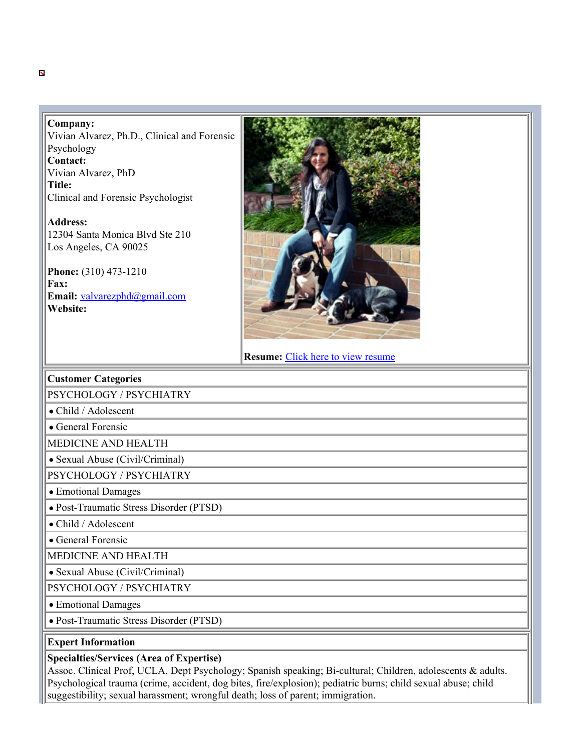**Company:**
Vivian Alvarez, Ph.D., Clinical and Forensic Psychology
**Contact:**
Vivian Alvarez, PhD
**Title:**
Clinical and Forensic Psychologist

**Address:**
12304 Santa Monica Blvd Ste 210
Los Angeles, CA 90025

**Phone:** (310) 473-1210
**Fax:**
**Email:** valvarezphd@gmail.com
**Website:**

**Resume:** Click here to view resume

| Customer Categories |
|---|
| PSYCHOLOGY / PSYCHIATRY |
| • Child / Adolescent |
| • General Forensic |
| MEDICINE AND HEALTH |
| • Sexual Abuse (Civil/Criminal) |
| PSYCHOLOGY / PSYCHIATRY |
| • Emotional Damages |
| • Post-Traumatic Stress Disorder (PTSD) |
| • Child / Adolescent |
| • General Forensic |
| MEDICINE AND HEALTH |
| • Sexual Abuse (Civil/Criminal) |
| PSYCHOLOGY / PSYCHIATRY |
| • Emotional Damages |
| • Post-Traumatic Stress Disorder (PTSD) |

**Expert Information**

**Specialties/Services (Area of Expertise)**
Assoc. Clinical Prof, UCLA, Dept Psychology; Spanish speaking; Bi-cultural; Children, adolescents & adults. Psychological trauma (crime, accident, dog bites, fire/explosion); pediatric burns; child sexual abuse; child suggestibility; sexual harassment; wrongful death; loss of parent; immigration.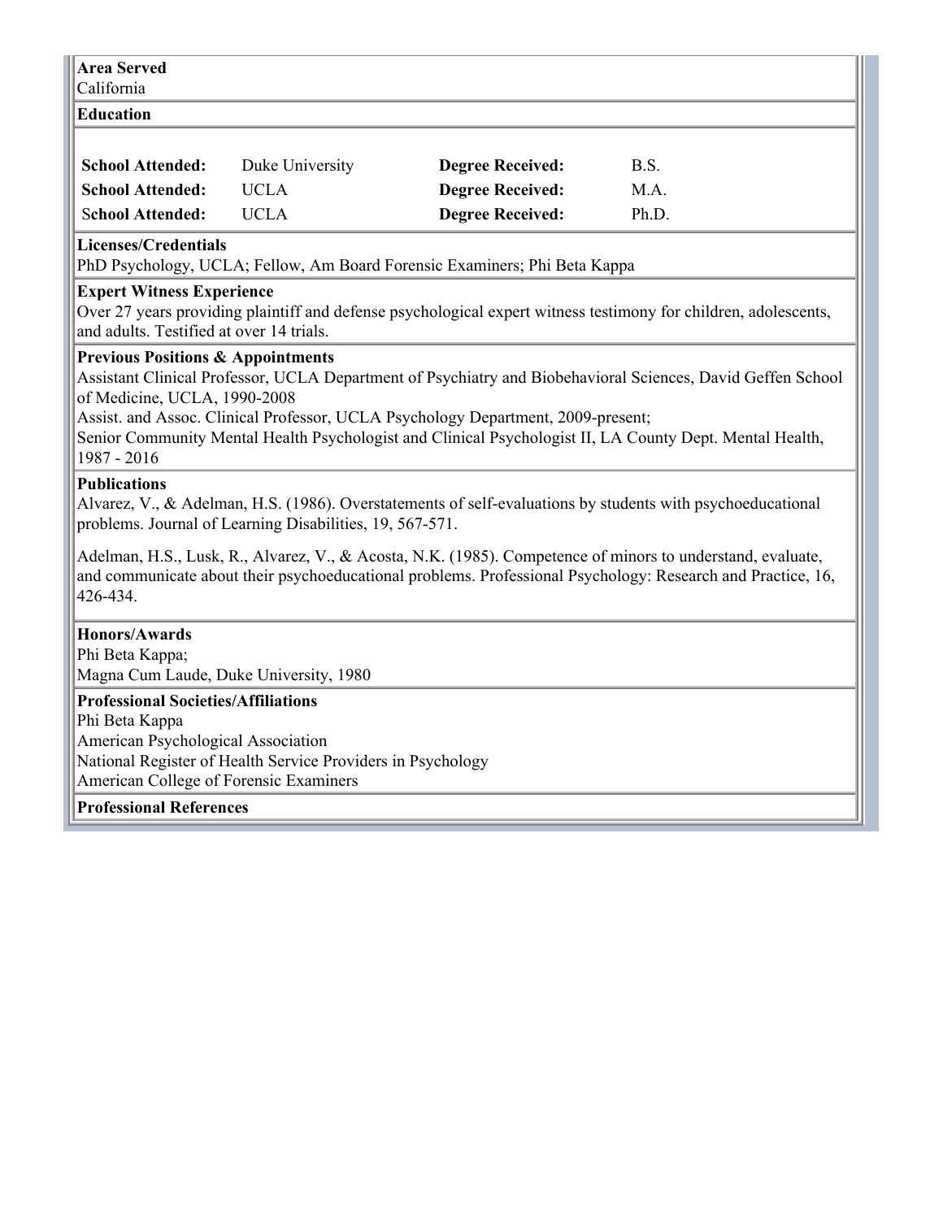**Area Served**

California

**Education**

| | | | |
|---|---|---|---|
| **School Attended:** | Duke University | **Degree Received:** | B.S. |
| **School Attended:** | UCLA | **Degree Received:** | M.A. |
| **School Attended:** | UCLA | **Degree Received:** | Ph.D. |

**Licenses/Credentials**

PhD Psychology, UCLA; Fellow, Am Board Forensic Examiners; Phi Beta Kappa

**Expert Witness Experience**

Over 27 years providing plaintiff and defense psychological expert witness testimony for children, adolescents, and adults. Testified at over 14 trials.

**Previous Positions & Appointments**

Assistant Clinical Professor, UCLA Department of Psychiatry and Biobehavioral Sciences, David Geffen School of Medicine, UCLA, 1990-2008

Assist. and Assoc. Clinical Professor, UCLA Psychology Department, 2009-present;

Senior Community Mental Health Psychologist and Clinical Psychologist II, LA County Dept. Mental Health, 1987 - 2016

**Publications**

Alvarez, V., & Adelman, H.S. (1986). Overstatements of self-evaluations by students with psychoeducational problems. Journal of Learning Disabilities, 19, 567-571.

Adelman, H.S., Lusk, R., Alvarez, V., & Acosta, N.K. (1985). Competence of minors to understand, evaluate, and communicate about their psychoeducational problems. Professional Psychology: Research and Practice, 16, 426-434.

**Honors/Awards**

Phi Beta Kappa;

Magna Cum Laude, Duke University, 1980

**Professional Societies/Affiliations**

Phi Beta Kappa

American Psychological Association

National Register of Health Service Providers in Psychology

American College of Forensic Examiners

**Professional References**